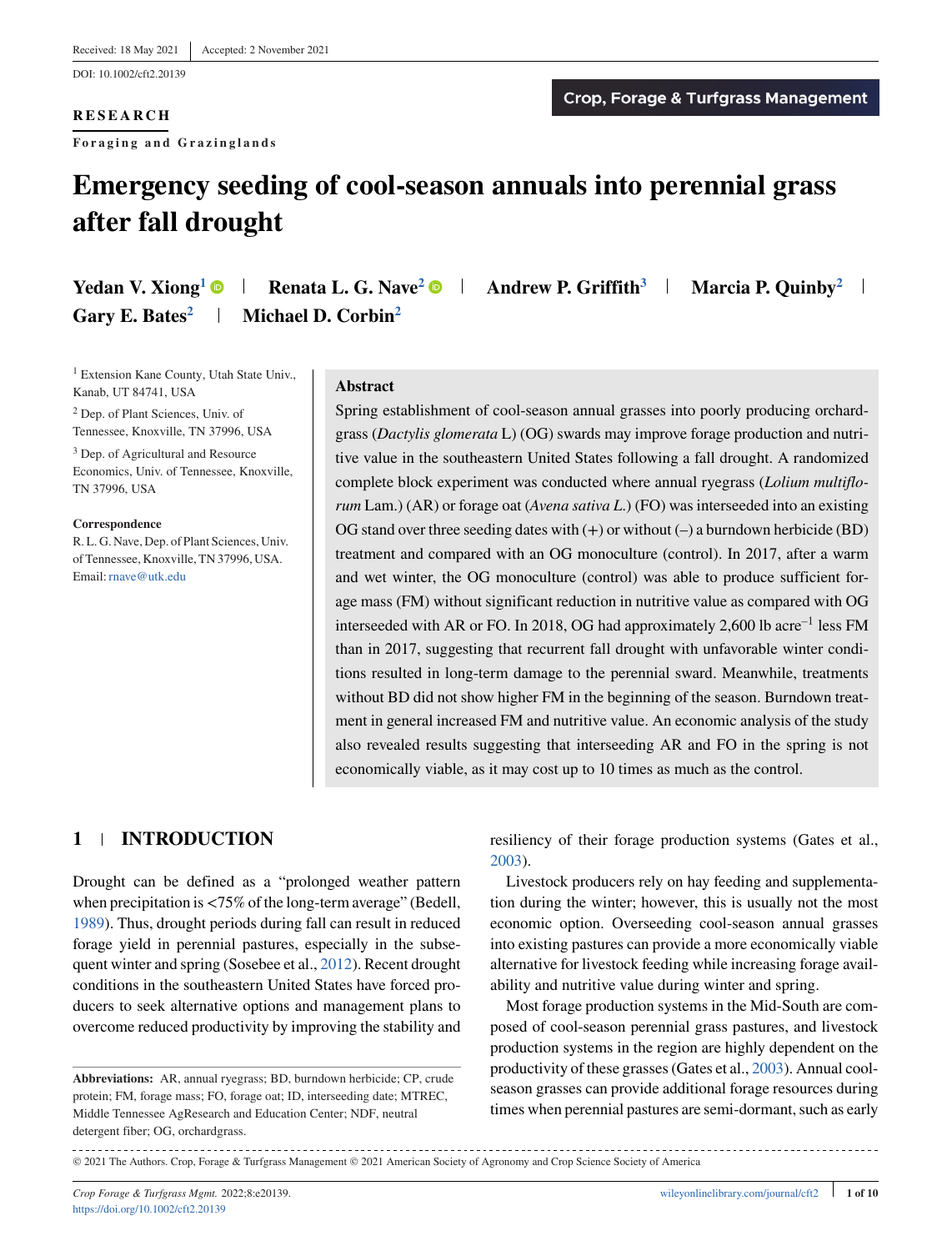Received: 18 May 2021 | Accepted: 2 November 2021

DOI: 10.1002/cft2.20139

**RESEARCH**

**Foraging and Grazinglands**

Crop, Forage & Turfgrass Management

# Emergency seeding of cool-season annuals into perennial grass after fall drought

**Yedan V. Xiong**[1] | **Renata L. G. Nave**[2] | **Andrew P. Griffith**[3] | **Marcia P. Quinby**[2] | **Gary E. Bates**[2] | **Michael D. Corbin**[2]

[1] Extension Kane County, Utah State Univ., Kanab, UT 84741, USA

[2] Dep. of Plant Sciences, Univ. of Tennessee, Knoxville, TN 37996, USA

[3] Dep. of Agricultural and Resource Economics, Univ. of Tennessee, Knoxville, TN 37996, USA

**Correspondence**

R. L. G. Nave, Dep. of Plant Sciences, Univ. of Tennessee, Knoxville, TN 37996, USA.
Email: rnave@utk.edu

## Abstract

Spring establishment of cool-season annual grasses into poorly producing orchardgrass (*Dactylis glomerata* L) (OG) swards may improve forage production and nutritive value in the southeastern United States following a fall drought. A randomized complete block experiment was conducted where annual ryegrass (*Lolium multiflorum* Lam.) (AR) or forage oat (*Avena sativa L.*) (FO) was interseeded into an existing OG stand over three seeding dates with (+) or without (–) a burndown herbicide (BD) treatment and compared with an OG monoculture (control). In 2017, after a warm and wet winter, the OG monoculture (control) was able to produce sufficient forage mass (FM) without significant reduction in nutritive value as compared with OG interseeded with AR or FO. In 2018, OG had approximately 2,600 lb acre$^{-1}$ less FM than in 2017, suggesting that recurrent fall drought with unfavorable winter conditions resulted in long-term damage to the perennial sward. Meanwhile, treatments without BD did not show higher FM in the beginning of the season. Burndown treatment in general increased FM and nutritive value. An economic analysis of the study also revealed results suggesting that interseeding AR and FO in the spring is not economically viable, as it may cost up to 10 times as much as the control.

## 1 | INTRODUCTION

Drought can be defined as a "prolonged weather pattern when precipitation is <75% of the long-term average" (Bedell, 1989). Thus, drought periods during fall can result in reduced forage yield in perennial pastures, especially in the subsequent winter and spring (Sosebee et al., 2012). Recent drought conditions in the southeastern United States have forced producers to seek alternative options and management plans to overcome reduced productivity by improving the stability and resiliency of their forage production systems (Gates et al., 2003).

Livestock producers rely on hay feeding and supplementation during the winter; however, this is usually not the most economic option. Overseeding cool-season annual grasses into existing pastures can provide a more economically viable alternative for livestock feeding while increasing forage availability and nutritive value during winter and spring.

Most forage production systems in the Mid-South are composed of cool-season perennial grass pastures, and livestock production systems in the region are highly dependent on the productivity of these grasses (Gates et al., 2003). Annual cool-season grasses can provide additional forage resources during times when perennial pastures are semi-dormant, such as early

**Abbreviations:** AR, annual ryegrass; BD, burndown herbicide; CP, crude protein; FM, forage mass; FO, forage oat; ID, interseeding date; MTREC, Middle Tennessee AgResearch and Education Center; NDF, neutral detergent fiber; OG, orchardgrass.

© 2021 The Authors. Crop, Forage & Turfgrass Management © 2021 American Society of Agronomy and Crop Science Society of America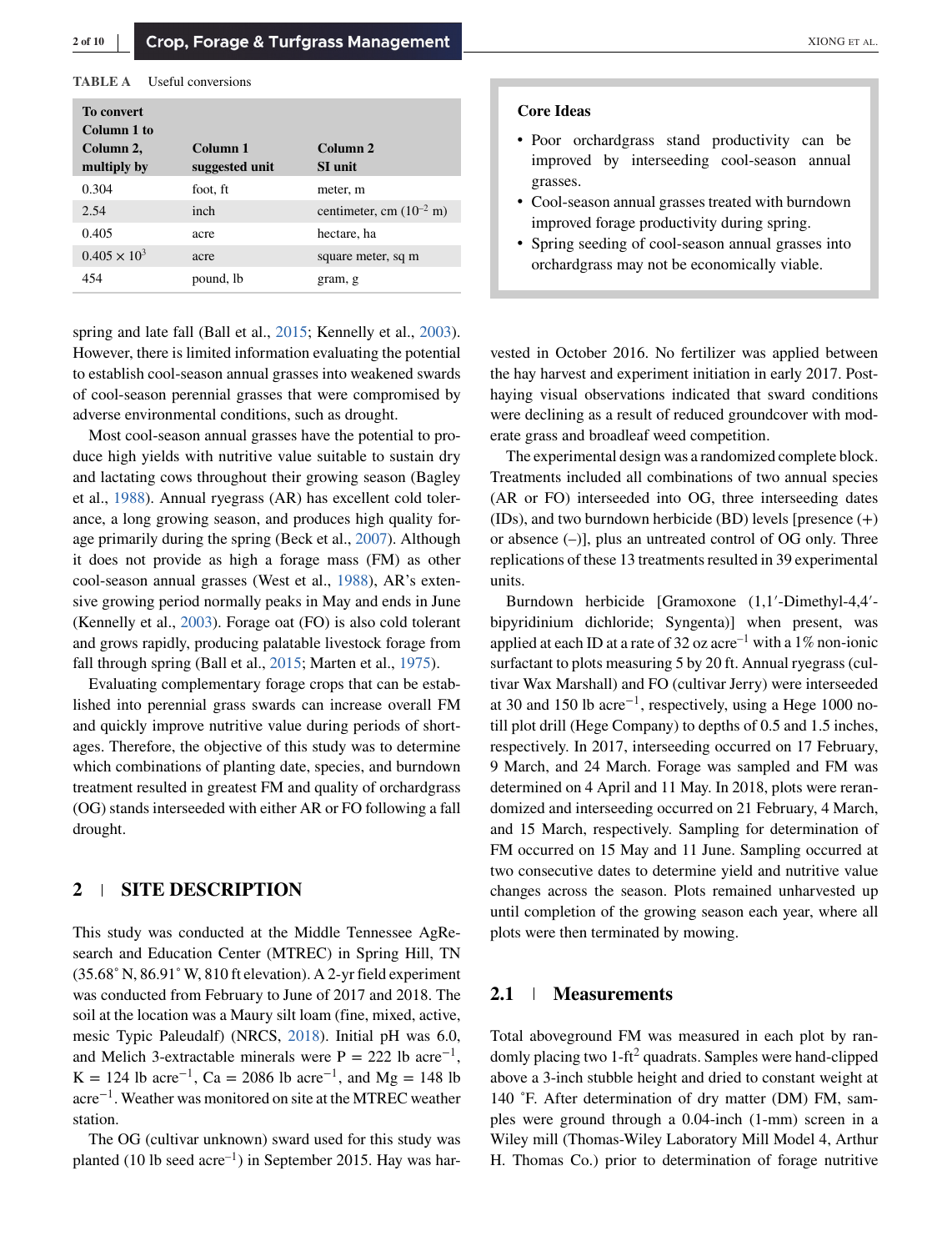TABLE A Useful conversions

| To convert Column 1 to Column 2, multiply by | Column 1 suggested unit | Column 2 SI unit |
|---|---|---|
| 0.304 | foot, ft | meter, m |
| 2.54 | inch | centimeter, cm ($10^{-2}$ m) |
| 0.405 | acre | hectare, ha |
| $0.405 \times 10^3$ | acre | square meter, sq m |
| 454 | pound, lb | gram, g |

**Core Ideas**

- Poor orchardgrass stand productivity can be improved by interseeding cool-season annual grasses.
- Cool-season annual grasses treated with burndown improved forage productivity during spring.
- Spring seeding of cool-season annual grasses into orchardgrass may not be economically viable.

spring and late fall (Ball et al., 2015; Kennelly et al., 2003). However, there is limited information evaluating the potential to establish cool-season annual grasses into weakened swards of cool-season perennial grasses that were compromised by adverse environmental conditions, such as drought.

Most cool-season annual grasses have the potential to produce high yields with nutritive value suitable to sustain dry and lactating cows throughout their growing season (Bagley et al., 1988). Annual ryegrass (AR) has excellent cold tolerance, a long growing season, and produces high quality forage primarily during the spring (Beck et al., 2007). Although it does not provide as high a forage mass (FM) as other cool-season annual grasses (West et al., 1988), AR's extensive growing period normally peaks in May and ends in June (Kennelly et al., 2003). Forage oat (FO) is also cold tolerant and grows rapidly, producing palatable livestock forage from fall through spring (Ball et al., 2015; Marten et al., 1975).

Evaluating complementary forage crops that can be established into perennial grass swards can increase overall FM and quickly improve nutritive value during periods of shortages. Therefore, the objective of this study was to determine which combinations of planting date, species, and burndown treatment resulted in greatest FM and quality of orchardgrass (OG) stands interseeded with either AR or FO following a fall drought.

## 2 SITE DESCRIPTION

This study was conducted at the Middle Tennessee AgResearch and Education Center (MTREC) in Spring Hill, TN (35.68˚ N, 86.91˚ W, 810 ft elevation). A 2-yr field experiment was conducted from February to June of 2017 and 2018. The soil at the location was a Maury silt loam (fine, mixed, active, mesic Typic Paleudalf) (NRCS, 2018). Initial pH was 6.0, and Melich 3-extractable minerals were P = 222 lb acre$^{-1}$, K = 124 lb acre$^{-1}$, Ca = 2086 lb acre$^{-1}$, and Mg = 148 lb acre$^{-1}$. Weather was monitored on site at the MTREC weather station.

The OG (cultivar unknown) sward used for this study was planted (10 lb seed acre$^{-1}$) in September 2015. Hay was harvested in October 2016. No fertilizer was applied between the hay harvest and experiment initiation in early 2017. Post-haying visual observations indicated that sward conditions were declining as a result of reduced groundcover with moderate grass and broadleaf weed competition.

The experimental design was a randomized complete block. Treatments included all combinations of two annual species (AR or FO) interseeded into OG, three interseeding dates (IDs), and two burndown herbicide (BD) levels [presence (+) or absence (–)], plus an untreated control of OG only. Three replications of these 13 treatments resulted in 39 experimental units.

Burndown herbicide [Gramoxone (1,1′-Dimethyl-4,4′-bipyridinium dichloride; Syngenta)] when present, was applied at each ID at a rate of 32 oz acre$^{-1}$ with a 1% non-ionic surfactant to plots measuring 5 by 20 ft. Annual ryegrass (cultivar Wax Marshall) and FO (cultivar Jerry) were interseeded at 30 and 150 lb acre$^{-1}$, respectively, using a Hege 1000 no-till plot drill (Hege Company) to depths of 0.5 and 1.5 inches, respectively. In 2017, interseeding occurred on 17 February, 9 March, and 24 March. Forage was sampled and FM was determined on 4 April and 11 May. In 2018, plots were rerandomized and interseeding occurred on 21 February, 4 March, and 15 March, respectively. Sampling for determination of FM occurred on 15 May and 11 June. Sampling occurred at two consecutive dates to determine yield and nutritive value changes across the season. Plots remained unharvested up until completion of the growing season each year, where all plots were then terminated by mowing.

### 2.1 Measurements

Total aboveground FM was measured in each plot by randomly placing two 1-ft$^2$ quadrats. Samples were hand-clipped above a 3-inch stubble height and dried to constant weight at 140 ˚F. After determination of dry matter (DM) FM, samples were ground through a 0.04-inch (1-mm) screen in a Wiley mill (Thomas-Wiley Laboratory Mill Model 4, Arthur H. Thomas Co.) prior to determination of forage nutritive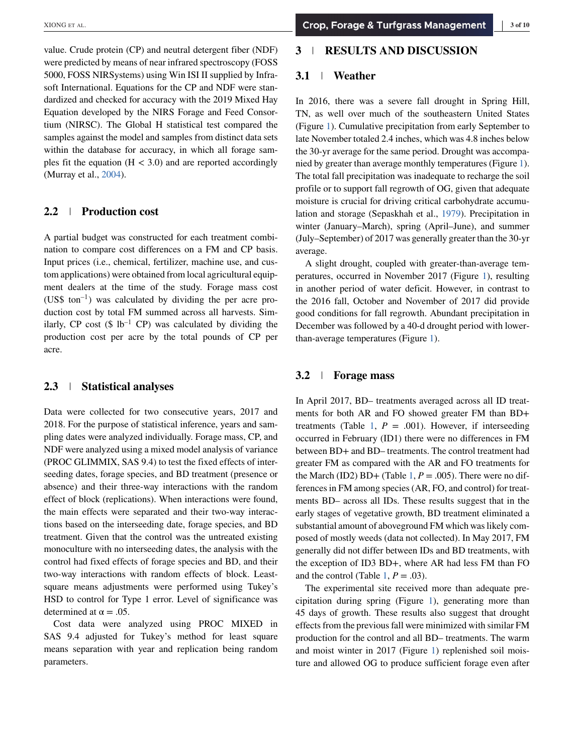value. Crude protein (CP) and neutral detergent fiber (NDF) were predicted by means of near infrared spectroscopy (FOSS 5000, FOSS NIRSystems) using Win ISI II supplied by Infrasoft International. Equations for the CP and NDF were standardized and checked for accuracy with the 2019 Mixed Hay Equation developed by the NIRS Forage and Feed Consortium (NIRSC). The Global H statistical test compared the samples against the model and samples from distinct data sets within the database for accuracy, in which all forage samples fit the equation ($H < 3.0$) and are reported accordingly (Murray et al., 2004).

## 2.2 | Production cost

A partial budget was constructed for each treatment combination to compare cost differences on a FM and CP basis. Input prices (i.e., chemical, fertilizer, machine use, and custom applications) were obtained from local agricultural equipment dealers at the time of the study. Forage mass cost (US\$ $ton^{-1}$) was calculated by dividing the per acre production cost by total FM summed across all harvests. Similarly, CP cost (\$ $lb^{-1}$ CP) was calculated by dividing the production cost per acre by the total pounds of CP per acre.

## 2.3 | Statistical analyses

Data were collected for two consecutive years, 2017 and 2018. For the purpose of statistical inference, years and sampling dates were analyzed individually. Forage mass, CP, and NDF were analyzed using a mixed model analysis of variance (PROC GLIMMIX, SAS 9.4) to test the fixed effects of interseeding dates, forage species, and BD treatment (presence or absence) and their three-way interactions with the random effect of block (replications). When interactions were found, the main effects were separated and their two-way interactions based on the interseeding date, forage species, and BD treatment. Given that the control was the untreated existing monoculture with no interseeding dates, the analysis with the control had fixed effects of forage species and BD, and their two-way interactions with random effects of block. Least-square means adjustments were performed using Tukey's HSD to control for Type 1 error. Level of significance was determined at $\alpha = .05$.

Cost data were analyzed using PROC MIXED in SAS 9.4 adjusted for Tukey's method for least square means separation with year and replication being random parameters.

# 3 | RESULTS AND DISCUSSION

## 3.1 | Weather

In 2016, there was a severe fall drought in Spring Hill, TN, as well over much of the southeastern United States (Figure 1). Cumulative precipitation from early September to late November totaled 2.4 inches, which was 4.8 inches below the 30-yr average for the same period. Drought was accompanied by greater than average monthly temperatures (Figure 1). The total fall precipitation was inadequate to recharge the soil profile or to support fall regrowth of OG, given that adequate moisture is crucial for driving critical carbohydrate accumulation and storage (Sepaskhah et al., 1979). Precipitation in winter (January–March), spring (April–June), and summer (July–September) of 2017 was generally greater than the 30-yr average.

A slight drought, coupled with greater-than-average temperatures, occurred in November 2017 (Figure 1), resulting in another period of water deficit. However, in contrast to the 2016 fall, October and November of 2017 did provide good conditions for fall regrowth. Abundant precipitation in December was followed by a 40-d drought period with lower-than-average temperatures (Figure 1).

## 3.2 | Forage mass

In April 2017, BD– treatments averaged across all ID treatments for both AR and FO showed greater FM than BD+ treatments (Table 1, $P = .001$). However, if interseeding occurred in February (ID1) there were no differences in FM between BD+ and BD– treatments. The control treatment had greater FM as compared with the AR and FO treatments for the March (ID2) BD+ (Table 1, $P = .005$). There were no differences in FM among species (AR, FO, and control) for treatments BD– across all IDs. These results suggest that in the early stages of vegetative growth, BD treatment eliminated a substantial amount of aboveground FM which was likely composed of mostly weeds (data not collected). In May 2017, FM generally did not differ between IDs and BD treatments, with the exception of ID3 BD+, where AR had less FM than FO and the control (Table 1, $P = .03$).

The experimental site received more than adequate precipitation during spring (Figure 1), generating more than 45 days of growth. These results also suggest that drought effects from the previous fall were minimized with similar FM production for the control and all BD– treatments. The warm and moist winter in 2017 (Figure 1) replenished soil moisture and allowed OG to produce sufficient forage even after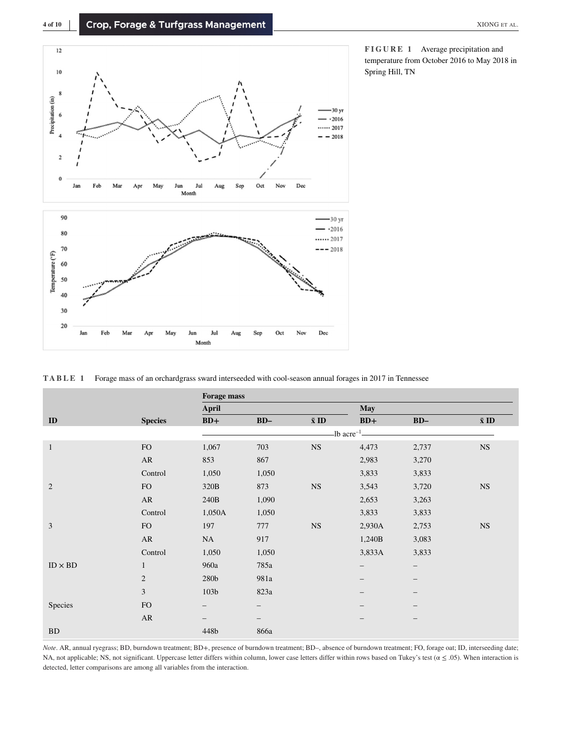**FIGURE 1** Average precipitation and temperature from October 2016 to May 2018 in Spring Hill, TN

**TABLE 1** Forage mass of an orchardgrass sward interseeded with cool-season annual forages in 2017 in Tennessee

| | | Forage mass | | | | | |
|---|---|---|---|---|---|---|---|
| | | April | | | May | | |
| ID | Species | BD+ | BD– | x̄ ID | BD+ | BD– | x̄ ID |
| | | lb acre$^{-1}$ | | | | | |
| 1 | FO | 1,067 | 703 | NS | 4,473 | 2,737 | NS |
| | AR | 853 | 867 | | 2,983 | 3,270 | |
| | Control | 1,050 | 1,050 | | 3,833 | 3,833 | |
| 2 | FO | 320B | 873 | NS | 3,543 | 3,720 | NS |
| | AR | 240B | 1,090 | | 2,653 | 3,263 | |
| | Control | 1,050A | 1,050 | | 3,833 | 3,833 | |
| 3 | FO | 197 | 777 | NS | 2,930A | 2,753 | NS |
| | AR | NA | 917 | | 1,240B | 3,083 | |
| | Control | 1,050 | 1,050 | | 3,833A | 3,833 | |
| ID × BD | 1 | 960a | 785a | | – | – | |
| | 2 | 280b | 981a | | – | – | |
| | 3 | 103b | 823a | | – | – | |
| Species | FO | – | – | | – | – | |
| | AR | – | – | | – | – | |
| BD | | 448b | 866a | | | | |

*Note*. AR, annual ryegrass; BD, burndown treatment; BD+, presence of burndown treatment; BD–, absence of burndown treatment; FO, forage oat; ID, interseeding date; NA, not applicable; NS, not significant. Uppercase letter differs within column, lower case letters differ within rows based on Tukey's test ($\alpha \leq .05$). When interaction is detected, letter comparisons are among all variables from the interaction.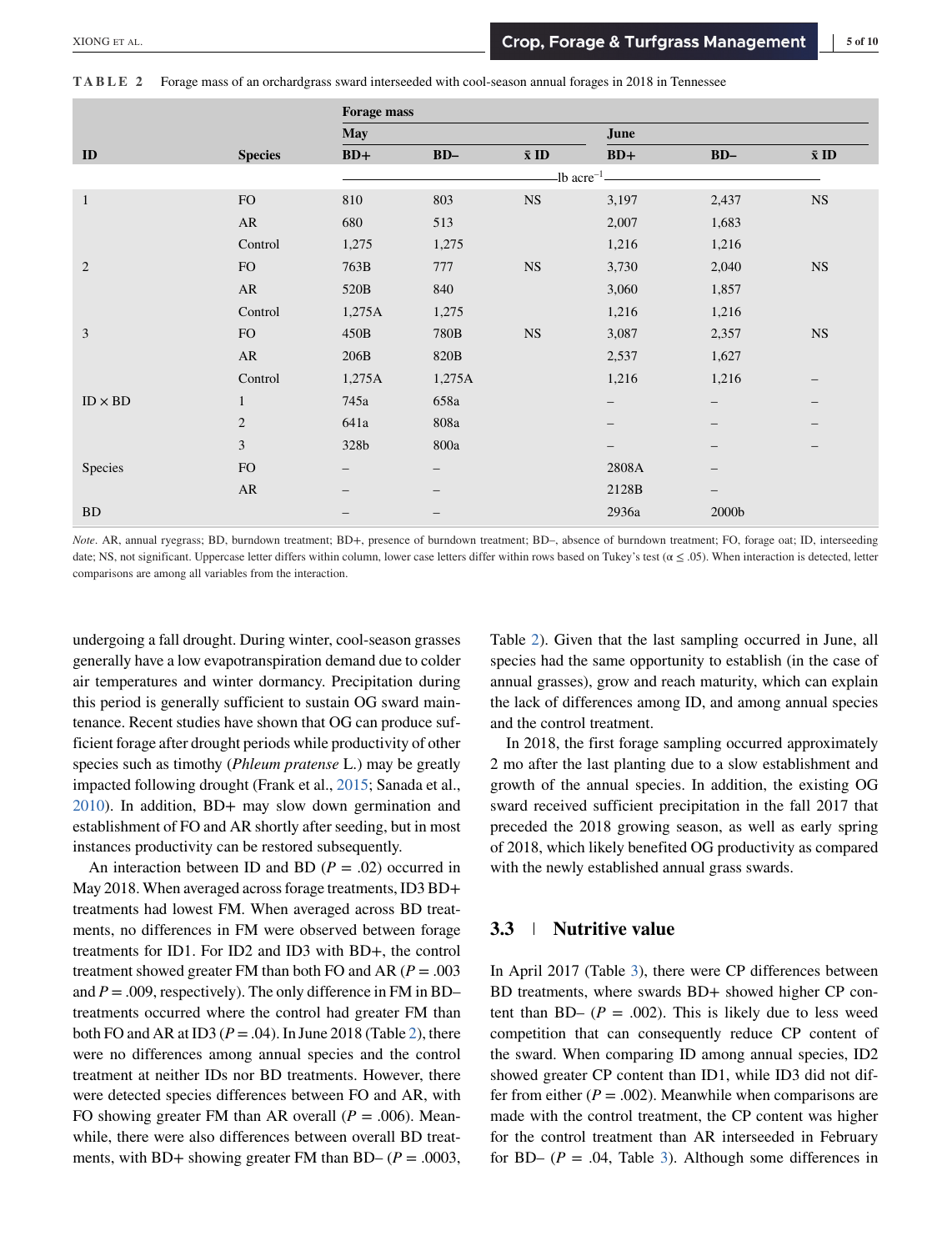**TABLE 2** Forage mass of an orchardgrass sward interseeded with cool-season annual forages in 2018 in Tennessee

| ID | Species | Forage mass | | | | | |
|---|---|---|---|---|---|---|---|
| | | May | | | June | | |
| | | BD+ | BD– | x̄ ID | BD+ | BD– | x̄ ID |
| | | lb acre$^{-1}$ | | | | | |
| 1 | FO | 810 | 803 | NS | 3,197 | 2,437 | NS |
| | AR | 680 | 513 | | 2,007 | 1,683 | |
| | Control | 1,275 | 1,275 | | 1,216 | 1,216 | |
| 2 | FO | 763B | 777 | NS | 3,730 | 2,040 | NS |
| | AR | 520B | 840 | | 3,060 | 1,857 | |
| | Control | 1,275A | 1,275 | | 1,216 | 1,216 | |
| 3 | FO | 450B | 780B | NS | 3,087 | 2,357 | NS |
| | AR | 206B | 820B | | 2,537 | 1,627 | |
| | Control | 1,275A | 1,275A | | 1,216 | 1,216 | – |
| ID × BD | 1 | 745a | 658a | | – | – | – |
| | 2 | 641a | 808a | | – | – | – |
| | 3 | 328b | 800a | | – | – | – |
| Species | FO | – | – | | 2808A | – | |
| | AR | – | – | | 2128B | – | |
| BD | | – | – | | 2936a | 2000b | |

*Note*. AR, annual ryegrass; BD, burndown treatment; BD+, presence of burndown treatment; BD–, absence of burndown treatment; FO, forage oat; ID, interseeding date; NS, not significant. Uppercase letter differs within column, lower case letters differ within rows based on Tukey's test ($\alpha \leq .05$). When interaction is detected, letter comparisons are among all variables from the interaction.

undergoing a fall drought. During winter, cool-season grasses generally have a low evapotranspiration demand due to colder air temperatures and winter dormancy. Precipitation during this period is generally sufficient to sustain OG sward maintenance. Recent studies have shown that OG can produce sufficient forage after drought periods while productivity of other species such as timothy (*Phleum pratense* L.) may be greatly impacted following drought (Frank et al., 2015; Sanada et al., 2010). In addition, BD+ may slow down germination and establishment of FO and AR shortly after seeding, but in most instances productivity can be restored subsequently.

An interaction between ID and BD ($P = .02$) occurred in May 2018. When averaged across forage treatments, ID3 BD+ treatments had lowest FM. When averaged across BD treatments, no differences in FM were observed between forage treatments for ID1. For ID2 and ID3 with BD+, the control treatment showed greater FM than both FO and AR ($P = .003$ and $P = .009$, respectively). The only difference in FM in BD– treatments occurred where the control had greater FM than both FO and AR at ID3 ($P = .04$). In June 2018 (Table 2), there were no differences among annual species and the control treatment at neither IDs nor BD treatments. However, there were detected species differences between FO and AR, with FO showing greater FM than AR overall ($P = .006$). Meanwhile, there were also differences between overall BD treatments, with BD+ showing greater FM than BD– ($P = .0003$, Table 2). Given that the last sampling occurred in June, all species had the same opportunity to establish (in the case of annual grasses), grow and reach maturity, which can explain the lack of differences among ID, and among annual species and the control treatment.

In 2018, the first forage sampling occurred approximately 2 mo after the last planting due to a slow establishment and growth of the annual species. In addition, the existing OG sward received sufficient precipitation in the fall 2017 that preceded the 2018 growing season, as well as early spring of 2018, which likely benefited OG productivity as compared with the newly established annual grass swards.

## 3.3 Nutritive value

In April 2017 (Table 3), there were CP differences between BD treatments, where swards BD+ showed higher CP content than BD– ($P = .002$). This is likely due to less weed competition that can consequently reduce CP content of the sward. When comparing ID among annual species, ID2 showed greater CP content than ID1, while ID3 did not differ from either ($P = .002$). Meanwhile when comparisons are made with the control treatment, the CP content was higher for the control treatment than AR interseeded in February for BD– ($P = .04$, Table 3). Although some differences in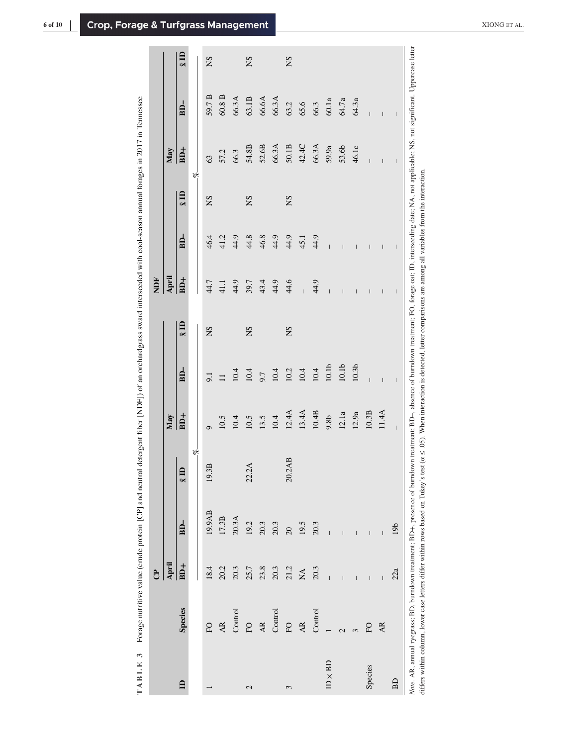**TABLE 3** Forage nutritive value (crude protein [CP] and neutral detergent fiber [NDF]) of an orchardgrass sward interseeded with cool-season annual forages in 2017 in Tennessee

| | | CP | | | | | | NDF | | | | | |
|---|---|---|---|---|---|---|---|---|---|---|---|---|---|
| | | April | | | May | | | April | | | May | | |
| ID | Species | BD+ | BD– | x̄ ID | BD+ | BD– | x̄ ID | BD+ | BD– | x̄ ID | BD+ | BD– | x̄ ID |
| | | % | | | | | | | | | | | |
| 1 | FO | 18.4 | 19.9AB | 19.3B | 9 | 9.1 | NS | 44.7 | 46.4 | NS | 63 | 59.7 B | NS |
| | AR | 20.2 | 17.3B | | 10.5 | 11 | | 41.1 | 41.2 | | 57.2 | 60.8 B | |
| | Control | 20.3 | 20.3A | | 10.4 | 10.4 | | 44.9 | 44.9 | | 66.3 | 66.3A | |
| 2 | FO | 25.7 | 19.2 | 22.2A | 10.5 | 10.4 | NS | 39.7 | 44.8 | NS | 54.8B | 63.1B | NS |
| | AR | 23.8 | 20.3 | | 13.5 | 9.7 | | 43.4 | 46.8 | | 52.6B | 66.6A | |
| | Control | 20.3 | 20.3 | | 10.4 | 10.4 | | 44.9 | 44.9 | | 66.3A | 66.3A | |
| 3 | FO | 21.2 | 20 | 20.2AB | 12.4A | 10.2 | NS | 44.6 | 44.9 | NS | 50.1B | 63.2 | NS |
| | AR | NA | 19.5 | | 13.4A | 10.4 | | – | 45.1 | | 42.4C | 65.6 | |
| | Control | 20.3 | 20.3 | | 10.4B | 10.4 | | 44.9 | 44.9 | | 66.3A | 66.3 | |
| ID × BD | 1 | – | – | | 9.8b | 10.1b | | – | – | | 59.9a | 60.1a | |
| | 2 | – | – | | 12.1a | 10.1b | | – | – | | 53.6b | 64.7a | |
| | 3 | – | – | | 12.9a | 10.3b | | – | – | | 46.1c | 64.3a | |
| Species | FO | – | – | | 10.3B | – | | – | – | | – | – | |
| | AR | – | – | | 11.4A | – | | – | – | | – | – | |
| BD | | 22a | 19b | | – | – | | – | – | | – | – | |

*Note*. AR, annual ryegrass; BD, burndown treatment; BD+, presence of burndown treatment; BD–, absence of burndown treatment; FO, forage oat; ID, interseeding date; NA, not applicable; NS, not significant. Uppercase letter differs within column, lower case letters differ within rows based on Tukey's test ($\alpha \leq .05$). When interaction is detected, letter comparisons are among all variables from the interaction.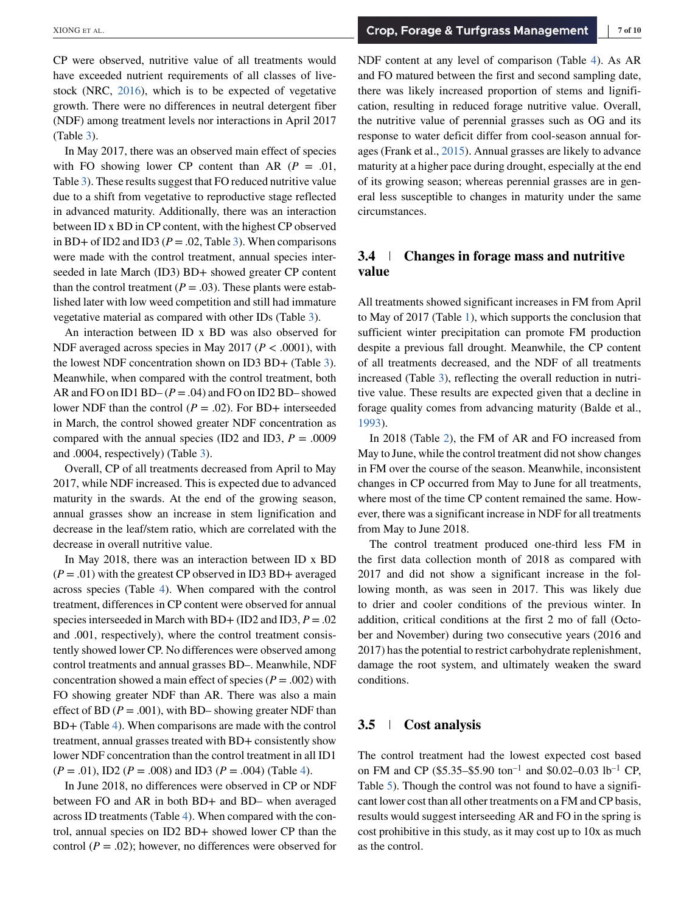CP were observed, nutritive value of all treatments would have exceeded nutrient requirements of all classes of livestock (NRC, 2016), which is to be expected of vegetative growth. There were no differences in neutral detergent fiber (NDF) among treatment levels nor interactions in April 2017 (Table 3).

In May 2017, there was an observed main effect of species with FO showing lower CP content than AR ($P$ = .01, Table 3). These results suggest that FO reduced nutritive value due to a shift from vegetative to reproductive stage reflected in advanced maturity. Additionally, there was an interaction between ID x BD in CP content, with the highest CP observed in BD+ of ID2 and ID3 ($P$ = .02, Table 3). When comparisons were made with the control treatment, annual species interseeded in late March (ID3) BD+ showed greater CP content than the control treatment ($P$ = .03). These plants were established later with low weed competition and still had immature vegetative material as compared with other IDs (Table 3).

An interaction between ID x BD was also observed for NDF averaged across species in May 2017 ($P$ < .0001), with the lowest NDF concentration shown on ID3 BD+ (Table 3). Meanwhile, when compared with the control treatment, both AR and FO on ID1 BD– ($P$ = .04) and FO on ID2 BD– showed lower NDF than the control ($P$ = .02). For BD+ interseeded in March, the control showed greater NDF concentration as compared with the annual species (ID2 and ID3, $P$ = .0009 and .0004, respectively) (Table 3).

Overall, CP of all treatments decreased from April to May 2017, while NDF increased. This is expected due to advanced maturity in the swards. At the end of the growing season, annual grasses show an increase in stem lignification and decrease in the leaf/stem ratio, which are correlated with the decrease in overall nutritive value.

In May 2018, there was an interaction between ID x BD ($P$ = .01) with the greatest CP observed in ID3 BD+ averaged across species (Table 4). When compared with the control treatment, differences in CP content were observed for annual species interseeded in March with BD+ (ID2 and ID3, $P$ = .02 and .001, respectively), where the control treatment consistently showed lower CP. No differences were observed among control treatments and annual grasses BD–. Meanwhile, NDF concentration showed a main effect of species ($P$ = .002) with FO showing greater NDF than AR. There was also a main effect of BD ($P$ = .001), with BD– showing greater NDF than BD+ (Table 4). When comparisons are made with the control treatment, annual grasses treated with BD+ consistently show lower NDF concentration than the control treatment in all ID1 ($P$ = .01), ID2 ($P$ = .008) and ID3 ($P$ = .004) (Table 4).

In June 2018, no differences were observed in CP or NDF between FO and AR in both BD+ and BD– when averaged across ID treatments (Table 4). When compared with the control, annual species on ID2 BD+ showed lower CP than the control ($P$ = .02); however, no differences were observed for NDF content at any level of comparison (Table 4). As AR and FO matured between the first and second sampling date, there was likely increased proportion of stems and lignification, resulting in reduced forage nutritive value. Overall, the nutritive value of perennial grasses such as OG and its response to water deficit differ from cool-season annual forages (Frank et al., 2015). Annual grasses are likely to advance maturity at a higher pace during drought, especially at the end of its growing season; whereas perennial grasses are in general less susceptible to changes in maturity under the same circumstances.

## 3.4 | Changes in forage mass and nutritive value

All treatments showed significant increases in FM from April to May of 2017 (Table 1), which supports the conclusion that sufficient winter precipitation can promote FM production despite a previous fall drought. Meanwhile, the CP content of all treatments decreased, and the NDF of all treatments increased (Table 3), reflecting the overall reduction in nutritive value. These results are expected given that a decline in forage quality comes from advancing maturity (Balde et al., 1993).

In 2018 (Table 2), the FM of AR and FO increased from May to June, while the control treatment did not show changes in FM over the course of the season. Meanwhile, inconsistent changes in CP occurred from May to June for all treatments, where most of the time CP content remained the same. However, there was a significant increase in NDF for all treatments from May to June 2018.

The control treatment produced one-third less FM in the first data collection month of 2018 as compared with 2017 and did not show a significant increase in the following month, as was seen in 2017. This was likely due to drier and cooler conditions of the previous winter. In addition, critical conditions at the first 2 mo of fall (October and November) during two consecutive years (2016 and 2017) has the potential to restrict carbohydrate replenishment, damage the root system, and ultimately weaken the sward conditions.

## 3.5 | Cost analysis

The control treatment had the lowest expected cost based on FM and CP (\$5.35–\$5.90 $\text{ton}^{-1}$ and \$0.02–0.03 $\text{lb}^{-1}$ CP, Table 5). Though the control was not found to have a significant lower cost than all other treatments on a FM and CP basis, results would suggest interseeding AR and FO in the spring is cost prohibitive in this study, as it may cost up to 10x as much as the control.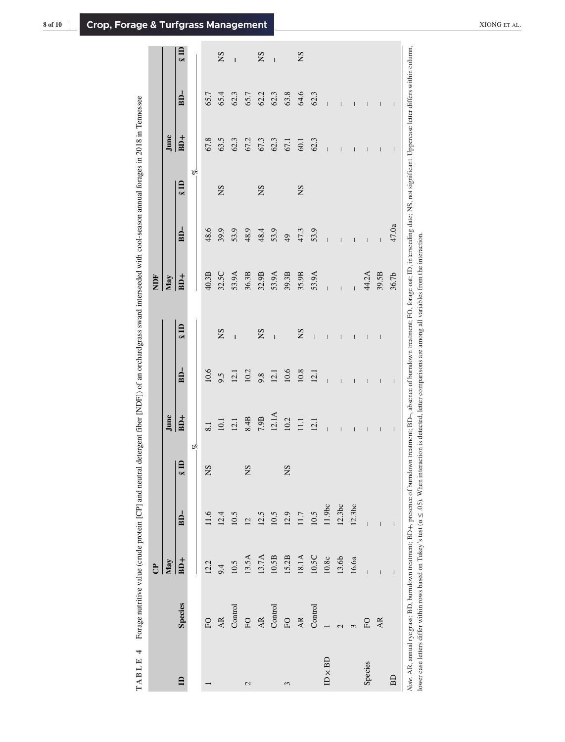**TABLE 4** Forage nutritive value (crude protein [CP] and neutral detergent fiber [NDF]) of an orchardgrass sward interseeded with cool-season annual forages in 2018 in Tennessee

| ID | Species | CP | | | | | | NDF | | | | | |
|---|---|---|---|---|---|---|---|---|---|---|---|---|---|
| | | May | | | June | | | May | | | June | | |
| | | BD+ | BD– | x̄ ID | BD+ | BD– | x̄ ID | BD+ | BD– | x̄ ID | BD+ | BD– | x̄ ID |
| | | % | | | | | | % | | | | | |
| 1 | FO | 12.2 | 11.6 | NS | 8.1 | 10.6 | | 40.3B | 48.6 | | 67.8 | 65.7 | |
| | AR | 9.4 | 12.4 | | 10.1 | 9.5 | NS | 32.5C | 39.9 | NS | 63.5 | 65.4 | NS |
| | Control | 10.5 | 10.5 | | 12.1 | 12.1 | – | 53.9A | 53.9 | | 62.3 | 62.3 | – |
| 2 | FO | 13.5A | 12 | NS | 8.4B | 10.2 | | 36.3B | 48.9 | | 67.2 | 65.7 | |
| | AR | 13.7A | 12.5 | | 7.9B | 9.8 | NS | 32.9B | 48.4 | NS | 67.3 | 62.2 | NS |
| | Control | 10.5B | 10.5 | | 12.1A | 12.1 | – | 53.9A | 53.9 | | 62.3 | 62.3 | – |
| 3 | FO | 15.2B | 12.9 | NS | 10.2 | 10.6 | | 39.3B | 49 | | 67.1 | 63.8 | |
| | AR | 18.1A | 11.7 | | 11.1 | 10.8 | NS | 35.9B | 47.3 | NS | 60.1 | 64.6 | NS |
| | Control | 10.5C | 10.5 | | 12.1 | 12.1 | – | 53.9A | 53.9 | | 62.3 | 62.3 | |
| ID × BD | 1 | 10.8c | 11.9bc | | – | – | – | – | – | | – | – | |
| | 2 | 13.6b | 12.3bc | | – | – | – | – | – | | – | – | |
| | 3 | 16.6a | 12.3bc | | – | – | – | – | – | | – | – | |
| Species | FO | – | – | | – | – | – | 44.2A | – | | – | – | |
| | AR | – | – | | – | – | – | 39.5B | – | | – | – | |
| BD | | – | – | | – | – | | 36.7b | 47.0a | | – | – | |

*Note.* AR, annual ryegrass; BD, burndown treatment; BD+, presence of burndown treatment; BD–, absence of burndown treatment; FO, forage oat; ID, interseeding date; NS, not significant. Uppercase letter differs within column, lower case letters differ within rows based on Tukey's test ($\alpha \leq .05$). When interaction is detected, letter comparisons are among all variables from the interaction.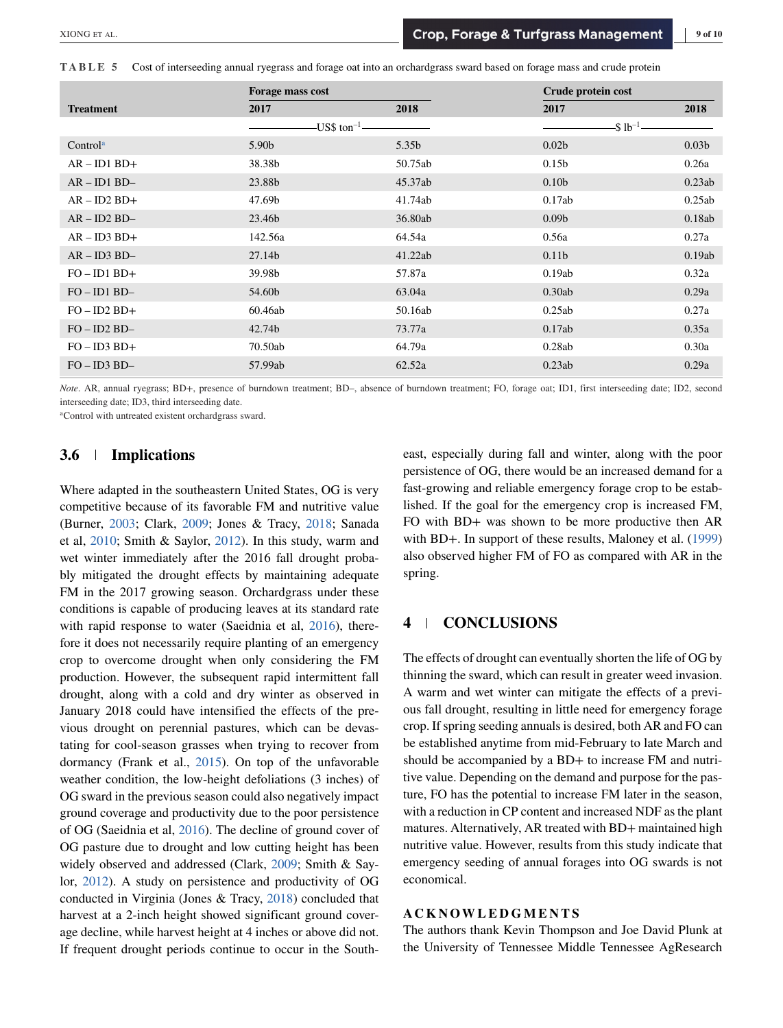**TABLE 5** Cost of interseeding annual ryegrass and forage oat into an orchardgrass sward based on forage mass and crude protein

| Treatment | Forage mass cost | | Crude protein cost | |
|---|---|---|---|---|
| | 2017 | 2018 | 2017 | 2018 |
| | US\$ ton$^{-1}$ | | \$ lb$^{-1}$ | |
| Control[a] | 5.90b | 5.35b | 0.02b | 0.03b |
| AR – ID1 BD+ | 38.38b | 50.75ab | 0.15b | 0.26a |
| AR – ID1 BD– | 23.88b | 45.37ab | 0.10b | 0.23ab |
| AR – ID2 BD+ | 47.69b | 41.74ab | 0.17ab | 0.25ab |
| AR – ID2 BD– | 23.46b | 36.80ab | 0.09b | 0.18ab |
| AR – ID3 BD+ | 142.56a | 64.54a | 0.56a | 0.27a |
| AR – ID3 BD– | 27.14b | 41.22ab | 0.11b | 0.19ab |
| FO – ID1 BD+ | 39.98b | 57.87a | 0.19ab | 0.32a |
| FO – ID1 BD– | 54.60b | 63.04a | 0.30ab | 0.29a |
| FO – ID2 BD+ | 60.46ab | 50.16ab | 0.25ab | 0.27a |
| FO – ID2 BD– | 42.74b | 73.77a | 0.17ab | 0.35a |
| FO – ID3 BD+ | 70.50ab | 64.79a | 0.28ab | 0.30a |
| FO – ID3 BD– | 57.99ab | 62.52a | 0.23ab | 0.29a |

*Note*. AR, annual ryegrass; BD+, presence of burndown treatment; BD–, absence of burndown treatment; FO, forage oat; ID1, first interseeding date; ID2, second interseeding date; ID3, third interseeding date.

[a]Control with untreated existent orchardgrass sward.

### 3.6 Implications

Where adapted in the southeastern United States, OG is very competitive because of its favorable FM and nutritive value (Burner, 2003; Clark, 2009; Jones & Tracy, 2018; Sanada et al, 2010; Smith & Saylor, 2012). In this study, warm and wet winter immediately after the 2016 fall drought probably mitigated the drought effects by maintaining adequate FM in the 2017 growing season. Orchardgrass under these conditions is capable of producing leaves at its standard rate with rapid response to water (Saeidnia et al, 2016), therefore it does not necessarily require planting of an emergency crop to overcome drought when only considering the FM production. However, the subsequent rapid intermittent fall drought, along with a cold and dry winter as observed in January 2018 could have intensified the effects of the previous drought on perennial pastures, which can be devastating for cool-season grasses when trying to recover from dormancy (Frank et al., 2015). On top of the unfavorable weather condition, the low-height defoliations (3 inches) of OG sward in the previous season could also negatively impact ground coverage and productivity due to the poor persistence of OG (Saeidnia et al, 2016). The decline of ground cover of OG pasture due to drought and low cutting height has been widely observed and addressed (Clark, 2009; Smith & Saylor, 2012). A study on persistence and productivity of OG conducted in Virginia (Jones & Tracy, 2018) concluded that harvest at a 2-inch height showed significant ground coverage decline, while harvest height at 4 inches or above did not. If frequent drought periods continue to occur in the Southeast, especially during fall and winter, along with the poor persistence of OG, there would be an increased demand for a fast-growing and reliable emergency forage crop to be established. If the goal for the emergency crop is increased FM, FO with BD+ was shown to be more productive then AR with BD+. In support of these results, Maloney et al. (1999) also observed higher FM of FO as compared with AR in the spring.

## 4 CONCLUSIONS

The effects of drought can eventually shorten the life of OG by thinning the sward, which can result in greater weed invasion. A warm and wet winter can mitigate the effects of a previous fall drought, resulting in little need for emergency forage crop. If spring seeding annuals is desired, both AR and FO can be established anytime from mid-February to late March and should be accompanied by a BD+ to increase FM and nutritive value. Depending on the demand and purpose for the pasture, FO has the potential to increase FM later in the season, with a reduction in CP content and increased NDF as the plant matures. Alternatively, AR treated with BD+ maintained high nutritive value. However, results from this study indicate that emergency seeding of annual forages into OG swards is not economical.

## ACKNOWLEDGMENTS

The authors thank Kevin Thompson and Joe David Plunk at the University of Tennessee Middle Tennessee AgResearch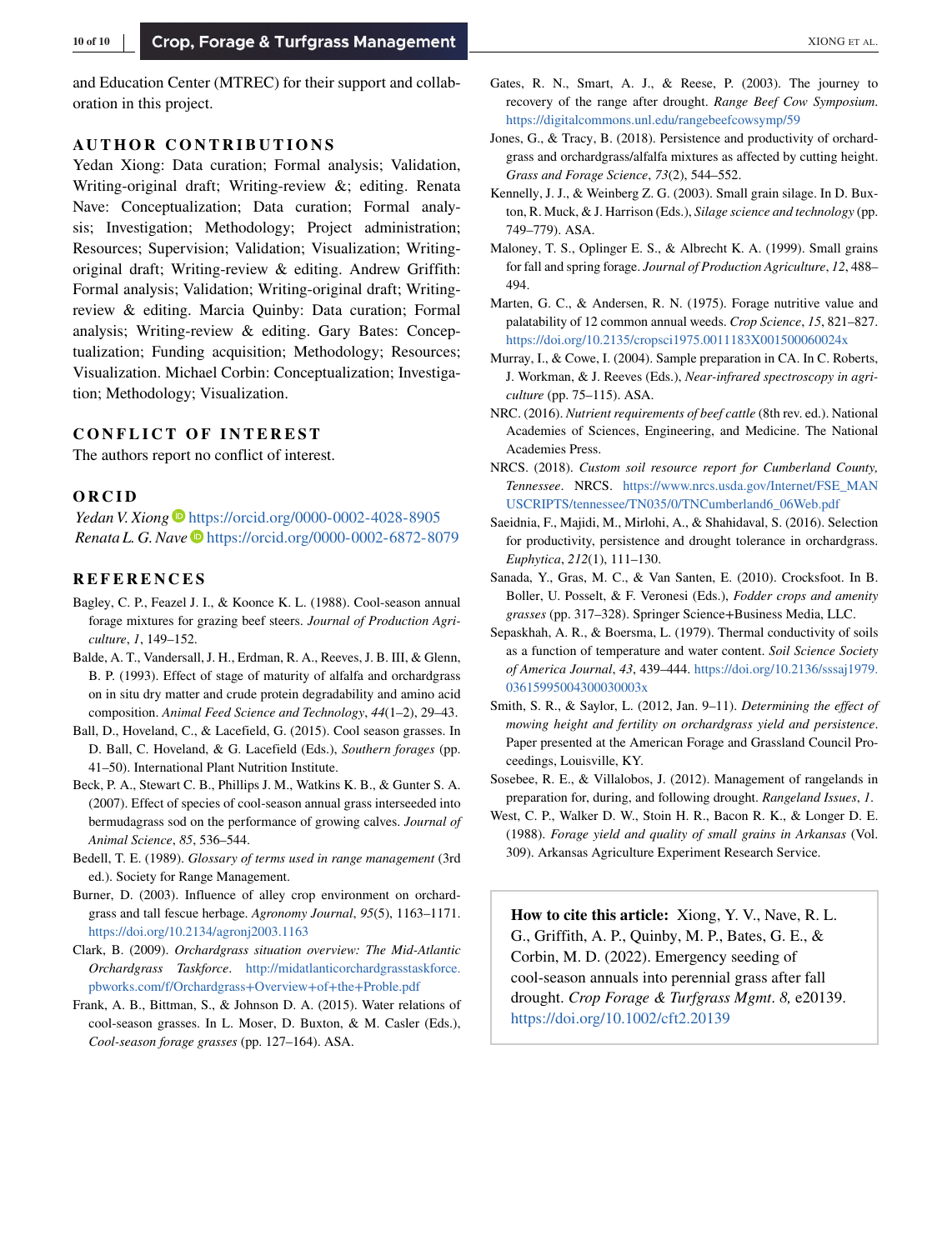and Education Center (MTREC) for their support and collaboration in this project.

## AUTHOR CONTRIBUTIONS

Yedan Xiong: Data curation; Formal analysis; Validation, Writing-original draft; Writing-review &; editing. Renata Nave: Conceptualization; Data curation; Formal analysis; Investigation; Methodology; Project administration; Resources; Supervision; Validation; Visualization; Writing-original draft; Writing-review & editing. Andrew Griffith: Formal analysis; Validation; Writing-original draft; Writing-review & editing. Marcia Quinby: Data curation; Formal analysis; Writing-review & editing. Gary Bates: Conceptualization; Funding acquisition; Methodology; Resources; Visualization. Michael Corbin: Conceptualization; Investigation; Methodology; Visualization.

## CONFLICT OF INTEREST

The authors report no conflict of interest.

## ORCID

*Yedan V. Xiong* https://orcid.org/0000-0002-4028-8905
*Renata L. G. Nave* https://orcid.org/0000-0002-6872-8079

## REFERENCES

Bagley, C. P., Feazel J. I., & Koonce K. L. (1988). Cool-season annual forage mixtures for grazing beef steers. *Journal of Production Agriculture*, *1*, 149–152.

Balde, A. T., Vandersall, J. H., Erdman, R. A., Reeves, J. B. III, & Glenn, B. P. (1993). Effect of stage of maturity of alfalfa and orchardgrass on in situ dry matter and crude protein degradability and amino acid composition. *Animal Feed Science and Technology*, *44*(1–2), 29–43.

Ball, D., Hoveland, C., & Lacefield, G. (2015). Cool season grasses. In D. Ball, C. Hoveland, & G. Lacefield (Eds.), *Southern forages* (pp. 41–50). International Plant Nutrition Institute.

Beck, P. A., Stewart C. B., Phillips J. M., Watkins K. B., & Gunter S. A. (2007). Effect of species of cool-season annual grass interseeded into bermudagrass sod on the performance of growing calves. *Journal of Animal Science*, *85*, 536–544.

Bedell, T. E. (1989). *Glossary of terms used in range management* (3rd ed.). Society for Range Management.

Burner, D. (2003). Influence of alley crop environment on orchardgrass and tall fescue herbage. *Agronomy Journal*, *95*(5), 1163–1171. https://doi.org/10.2134/agronj2003.1163

Clark, B. (2009). *Orchardgrass situation overview: The Mid-Atlantic Orchardgrass Taskforce*. http://midatlanticorchardgrasstaskforce.pbworks.com/f/Orchardgrass+Overview+of+the+Proble.pdf

Frank, A. B., Bittman, S., & Johnson D. A. (2015). Water relations of cool-season grasses. In L. Moser, D. Buxton, & M. Casler (Eds.), *Cool-season forage grasses* (pp. 127–164). ASA.

Gates, R. N., Smart, A. J., & Reese, P. (2003). The journey to recovery of the range after drought. *Range Beef Cow Symposium*. https://digitalcommons.unl.edu/rangebeefcowsymp/59

Jones, G., & Tracy, B. (2018). Persistence and productivity of orchardgrass and orchardgrass/alfalfa mixtures as affected by cutting height. *Grass and Forage Science*, *73*(2), 544–552.

Kennelly, J. J., & Weinberg Z. G. (2003). Small grain silage. In D. Buxton, R. Muck, & J. Harrison (Eds.), *Silage science and technology* (pp. 749–779). ASA.

Maloney, T. S., Oplinger E. S., & Albrecht K. A. (1999). Small grains for fall and spring forage. *Journal of Production Agriculture*, *12*, 488–494.

Marten, G. C., & Andersen, R. N. (1975). Forage nutritive value and palatability of 12 common annual weeds. *Crop Science*, *15*, 821–827. https://doi.org/10.2135/cropsci1975.0011183X001500060024x

Murray, I., & Cowe, I. (2004). Sample preparation in CA. In C. Roberts, J. Workman, & J. Reeves (Eds.), *Near-infrared spectroscopy in agriculture* (pp. 75–115). ASA.

NRC. (2016). *Nutrient requirements of beef cattle* (8th rev. ed.). National Academies of Sciences, Engineering, and Medicine. The National Academies Press.

NRCS. (2018). *Custom soil resource report for Cumberland County, Tennessee*. NRCS. https://www.nrcs.usda.gov/Internet/FSE_MANUSCRIPTS/tennessee/TN035/0/TNCumberland6_06Web.pdf

Saeidnia, F., Majidi, M., Mirlohi, A., & Shahidaval, S. (2016). Selection for productivity, persistence and drought tolerance in orchardgrass. *Euphytica*, *212*(1), 111–130.

Sanada, Y., Gras, M. C., & Van Santen, E. (2010). Crocksfoot. In B. Boller, U. Posselt, & F. Veronesi (Eds.), *Fodder crops and amenity grasses* (pp. 317–328). Springer Science+Business Media, LLC.

Sepaskhah, A. R., & Boersma, L. (1979). Thermal conductivity of soils as a function of temperature and water content. *Soil Science Society of America Journal*, *43*, 439–444. https://doi.org/10.2136/sssaj1979.03615995004300030003x

Smith, S. R., & Saylor, L. (2012, Jan. 9–11). *Determining the effect of mowing height and fertility on orchardgrass yield and persistence*. Paper presented at the American Forage and Grassland Council Proceedings, Louisville, KY.

Sosebee, R. E., & Villalobos, J. (2012). Management of rangelands in preparation for, during, and following drought. *Rangeland Issues*, *1*.

West, C. P., Walker D. W., Stoin H. R., Bacon R. K., & Longer D. E. (1988). *Forage yield and quality of small grains in Arkansas* (Vol. 309). Arkansas Agriculture Experiment Research Service.

**How to cite this article:** Xiong, Y. V., Nave, R. L. G., Griffith, A. P., Quinby, M. P., Bates, G. E., & Corbin, M. D. (2022). Emergency seeding of cool-season annuals into perennial grass after fall drought. *Crop Forage & Turfgrass Mgmt*. *8*, e20139. https://doi.org/10.1002/cft2.20139